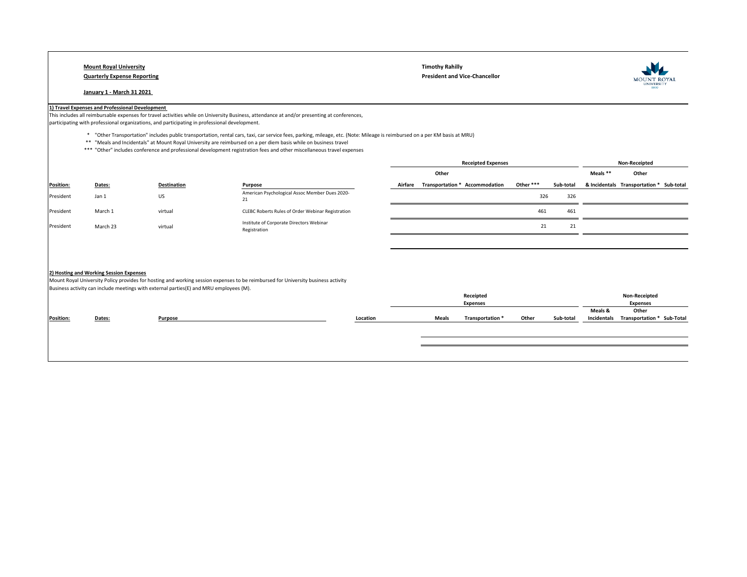**Mount Royal University**
**Quarterly Expense Reporting**

**January 1 - March 31 2021**

**Timothy Rahilly**
**President and Vice-Chancellor**

**1) Travel Expenses and Professional Development**

This includes all reimbursable expenses for travel activities while on University Business, attendance at and/or presenting at conferences, participating with professional organizations, and participating in professional development.

\* "Other Transportation" includes public transportation, rental cars, taxi, car service fees, parking, mileage, etc. (Note: Mileage is reimbursed on a per KM basis at MRU)
\*\* "Meals and Incidentals" at Mount Royal University are reimbursed on a per diem basis while on business travel
\*\*\* "Other" includes conference and professional development registration fees and other miscellaneous travel expenses

| | | | | Receipted Expenses | | | | | Non-Receipted | | |
|---|---|---|---|---|---|---|---|---|---|---|---|
| **Position:** | **Dates:** | **Destination** | **Purpose** | Airfare | Other Transportation * | Accommodation | Other *** | Sub-total | Meals ** & Incidentals | Other Transportation * | Sub-total |
| President | Jan 1 | US | American Psychological Assoc Member Dues 2020-21 | | | | 326 | 326 | | | |
| President | March 1 | virtual | CLEBC Roberts Rules of Order Webinar Registration | | | | 461 | 461 | | | |
| President | March 23 | virtual | Institute of Corporate Directors Webinar Registration | | | | 21 | 21 | | | |

**2) Hosting and Working Session Expenses**

Mount Royal University Policy provides for hosting and working session expenses to be reimbursed for University business activity
Business activity can include meetings with external parties(E) and MRU employees (M).

| | | | | Receipted Expenses | | | | Non-Receipted Expenses | | |
|---|---|---|---|---|---|---|---|---|---|---|
| **Position:** | **Dates:** | **Purpose** | **Location** | **Meals** | **Transportation *** | **Other** | **Sub-total** | **Meals & Incidentals** | **Other Transportation *** | **Sub-Total** |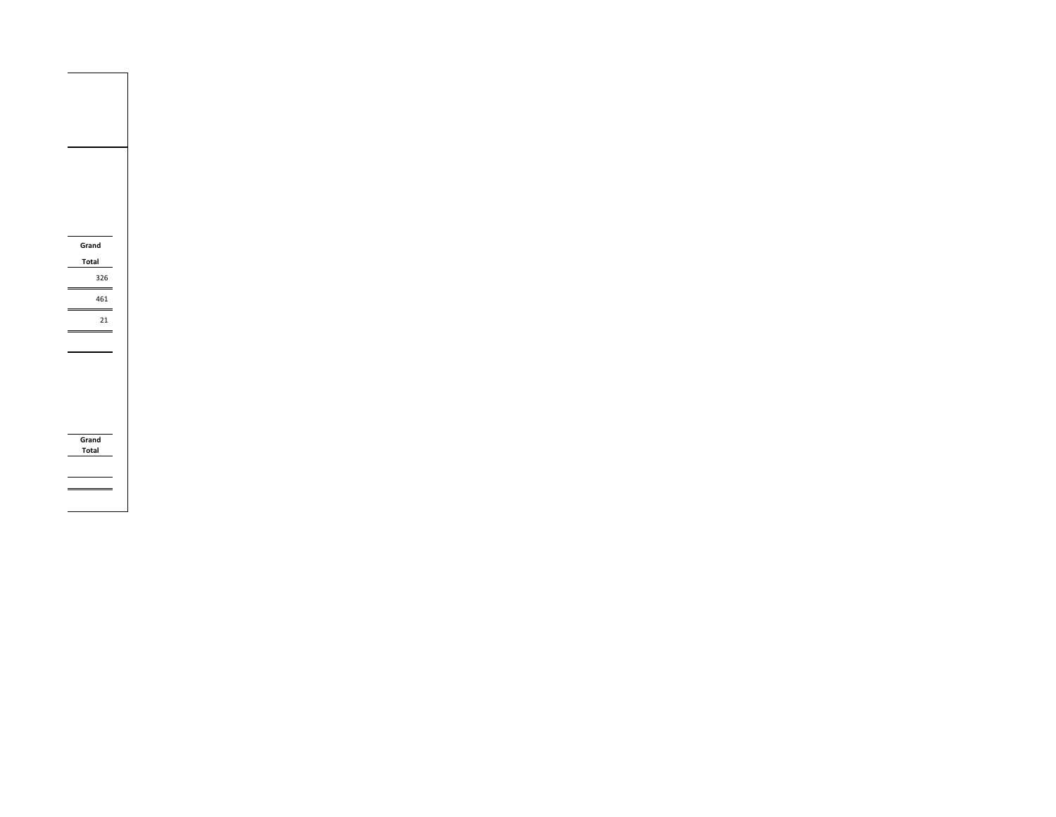| Grand Total |
| --- |
| 326 |
| 461 |
| 21 |

| Grand Total |
| --- |
| |